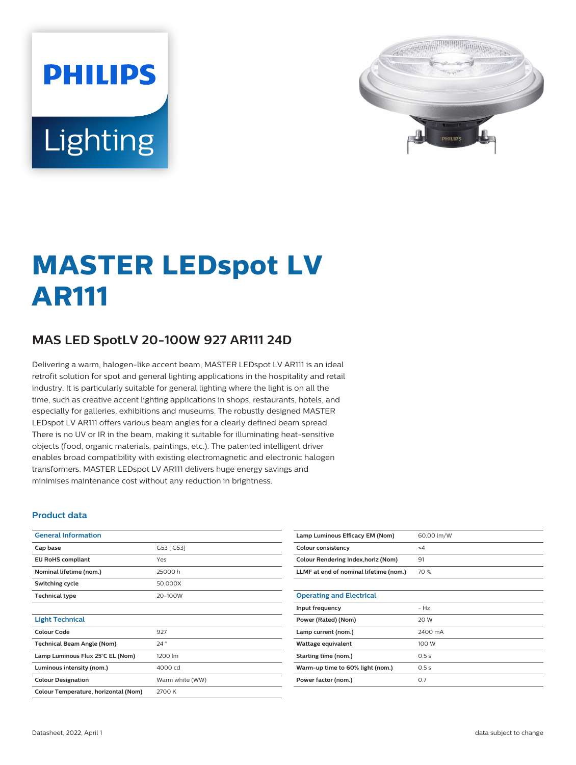PHILIPS

Lighting

# MASTER LEDspot LV AR111

## MAS LED SpotLV 20-100W 927 AR111 24D

Delivering a warm, halogen-like accent beam, MASTER LEDspot LV AR111 is an ideal retrofit solution for spot and general lighting applications in the hospitality and retail industry. It is particularly suitable for general lighting where the light is on all the time, such as creative accent lighting applications in shops, restaurants, hotels, and especially for galleries, exhibitions and museums. The robustly designed MASTER LEDspot LV AR111 offers various beam angles for a clearly defined beam spread. There is no UV or IR in the beam, making it suitable for illuminating heat-sensitive objects (food, organic materials, paintings, etc.). The patented intelligent driver enables broad compatibility with existing electromagnetic and electronic halogen transformers. MASTER LEDspot LV AR111 delivers huge energy savings and minimises maintenance cost without any reduction in brightness.

### Product data

| General Information | |
|---|---|
| Cap base | G53 [ G53] |
| EU RoHS compliant | Yes |
| Nominal lifetime (nom.) | 25000 h |
| Switching cycle | 50,000X |
| Technical type | 20-100W |

| Light Technical | |
|---|---|
| Colour Code | 927 |
| Technical Beam Angle (Nom) | 24 ° |
| Lamp Luminous Flux 25°C EL (Nom) | 1200 lm |
| Luminous intensity (nom.) | 4000 cd |
| Colour Designation | Warm white (WW) |
| Colour Temperature, horizontal (Nom) | 2700 K |
| Lamp Luminous Efficacy EM (Nom) | 60.00 lm/W |
| Colour consistency | <4 |
| Colour Rendering Index,horiz (Nom) | 91 |
| LLMF at end of nominal lifetime (nom.) | 70 % |

| Operating and Electrical | |
|---|---|
| Input frequency | - Hz |
| Power (Rated) (Nom) | 20 W |
| Lamp current (nom.) | 2400 mA |
| Wattage equivalent | 100 W |
| Starting time (nom.) | 0.5 s |
| Warm-up time to 60% light (nom.) | 0.5 s |
| Power factor (nom.) | 0.7 |

Datasheet, 2022, April 1

data subject to change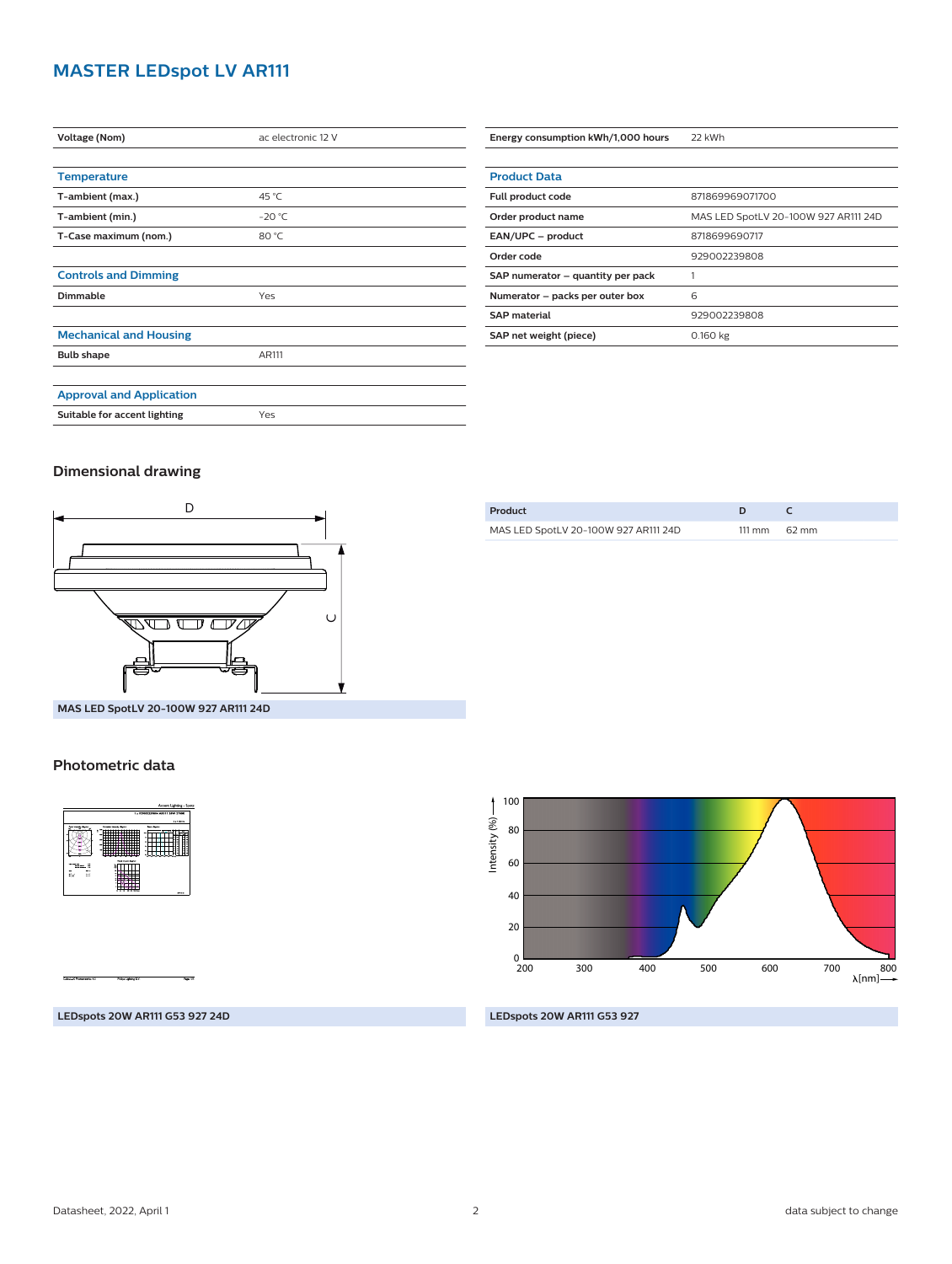# MASTER LEDspot LV AR111

| Voltage (Nom) | ac electronic 12 V |
|---|---|

## Temperature

| T-ambient (max.) | 45 °C |
|---|---|
| T-ambient (min.) | -20 °C |
| T-Case maximum (nom.) | 80 °C |

## Controls and Dimming

| Dimmable | Yes |
|---|---|

## Mechanical and Housing

| Bulb shape | AR111 |
|---|---|

## Approval and Application

| Suitable for accent lighting | Yes |
|---|---|

| Energy consumption kWh/1,000 hours | 22 kWh |
|---|---|

## Product Data

| Full product code | 871869969071700 |
|---|---|
| Order product name | MAS LED SpotLV 20-100W 927 AR111 24D |
| EAN/UPC – product | 8718699690717 |
| Order code | 929002239808 |
| SAP numerator – quantity per pack | 1 |
| Numerator – packs per outer box | 6 |
| SAP material | 929002239808 |
| SAP net weight (piece) | 0.160 kg |

## Dimensional drawing

MAS LED SpotLV 20-100W 927 AR111 24D

| Product | D | C |
|---|---|---|
| MAS LED SpotLV 20-100W 927 AR111 24D | 111 mm | 62 mm |

## Photometric data

LEDspots 20W AR111 G53 927 24D

LEDspots 20W AR111 G53 927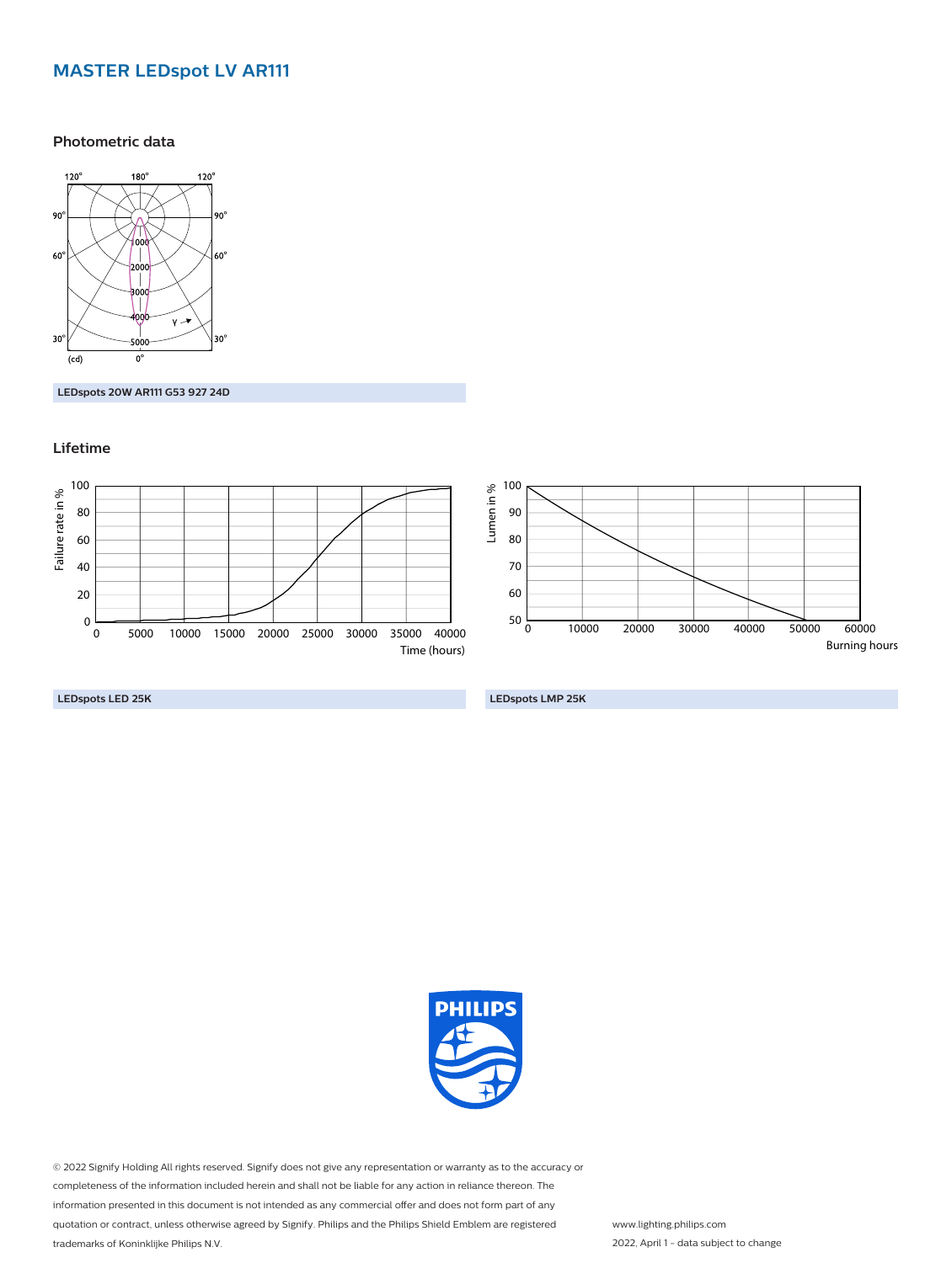# MASTER LEDspot LV AR111

## Photometric data

120°
180°
120°
90°
90°
60°
60°
1000
2000
3000
4000
γ
5000
30°
30°
(cd)
0°

**LEDspots 20W AR111 G53 927 24D**

## Lifetime

Failure rate in %
100
80
60
40
20
0
0
5000
10000
15000
20000
25000
30000
35000
40000
Time (hours)

**LEDspots LED 25K**

Lumen in %
100
90
80
70
60
50
0
10000
20000
30000
40000
50000
60000
Burning hours

**LEDspots LMP 25K**

© 2022 Signify Holding All rights reserved. Signify does not give any representation or warranty as to the accuracy or completeness of the information included herein and shall not be liable for any action in reliance thereon. The information presented in this document is not intended as any commercial offer and does not form part of any quotation or contract, unless otherwise agreed by Signify. Philips and the Philips Shield Emblem are registered trademarks of Koninklijke Philips N.V.

www.lighting.philips.com

2022, April 1 - data subject to change